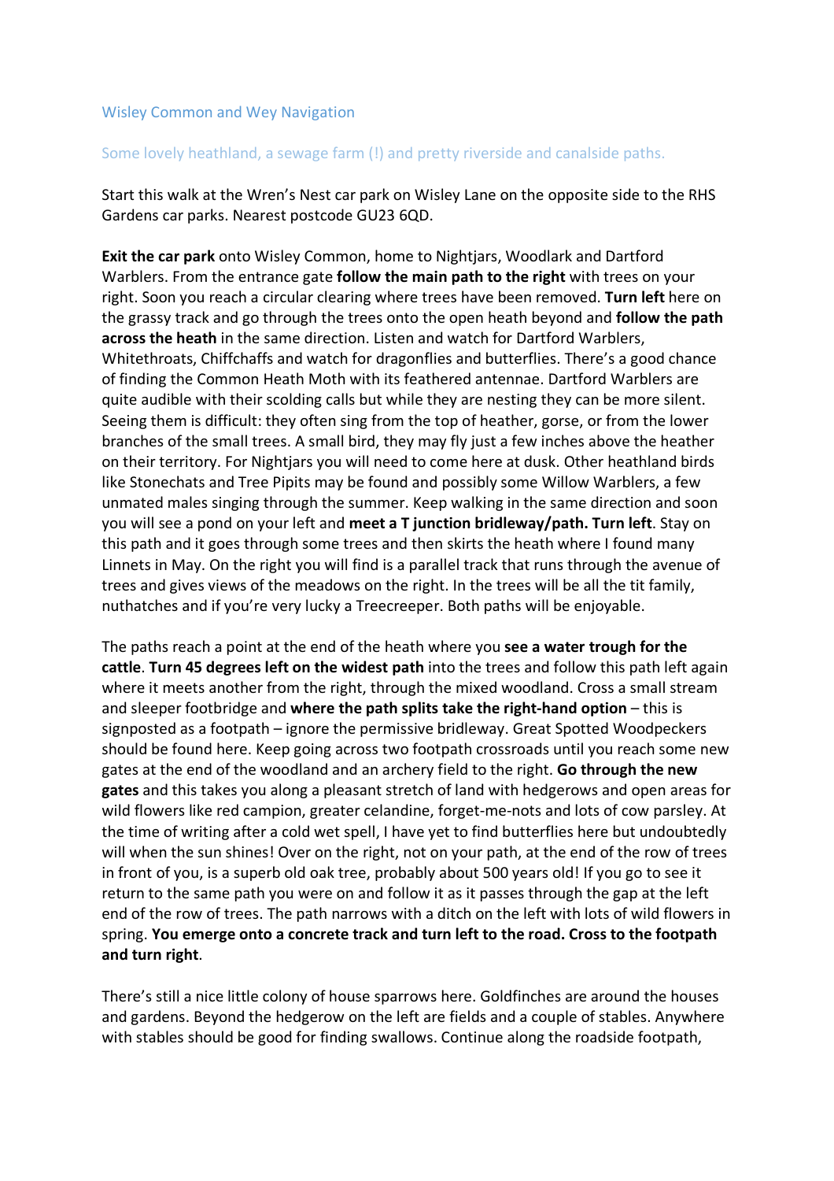# Wisley Common and Wey Navigation

## Some lovely heathland, a sewage farm (!) and pretty riverside and canalside paths.

Start this walk at the Wren's Nest car park on Wisley Lane on the opposite side to the RHS Gardens car parks. Nearest postcode GU23 6QD.

**Exit the car park** onto Wisley Common, home to Nightjars, Woodlark and Dartford Warblers. From the entrance gate **follow the main path to the right** with trees on your right. Soon you reach a circular clearing where trees have been removed. **Turn left** here on the grassy track and go through the trees onto the open heath beyond and **follow the path across the heath** in the same direction. Listen and watch for Dartford Warblers, Whitethroats, Chiffchaffs and watch for dragonflies and butterflies. There's a good chance of finding the Common Heath Moth with its feathered antennae. Dartford Warblers are quite audible with their scolding calls but while they are nesting they can be more silent. Seeing them is difficult: they often sing from the top of heather, gorse, or from the lower branches of the small trees. A small bird, they may fly just a few inches above the heather on their territory. For Nightjars you will need to come here at dusk. Other heathland birds like Stonechats and Tree Pipits may be found and possibly some Willow Warblers, a few unmated males singing through the summer. Keep walking in the same direction and soon you will see a pond on your left and **meet a T junction bridleway/path. Turn left**. Stay on this path and it goes through some trees and then skirts the heath where I found many Linnets in May. On the right you will find is a parallel track that runs through the avenue of trees and gives views of the meadows on the right. In the trees will be all the tit family, nuthatches and if you're very lucky a Treecreeper. Both paths will be enjoyable.

The paths reach a point at the end of the heath where you **see a water trough for the cattle**. **Turn 45 degrees left on the widest path** into the trees and follow this path left again where it meets another from the right, through the mixed woodland. Cross a small stream and sleeper footbridge and **where the path splits take the right-hand option** – this is signposted as a footpath – ignore the permissive bridleway. Great Spotted Woodpeckers should be found here. Keep going across two footpath crossroads until you reach some new gates at the end of the woodland and an archery field to the right. **Go through the new gates** and this takes you along a pleasant stretch of land with hedgerows and open areas for wild flowers like red campion, greater celandine, forget-me-nots and lots of cow parsley. At the time of writing after a cold wet spell, I have yet to find butterflies here but undoubtedly will when the sun shines! Over on the right, not on your path, at the end of the row of trees in front of you, is a superb old oak tree, probably about 500 years old! If you go to see it return to the same path you were on and follow it as it passes through the gap at the left end of the row of trees. The path narrows with a ditch on the left with lots of wild flowers in spring. **You emerge onto a concrete track and turn left to the road. Cross to the footpath and turn right**.

There's still a nice little colony of house sparrows here. Goldfinches are around the houses and gardens. Beyond the hedgerow on the left are fields and a couple of stables. Anywhere with stables should be good for finding swallows. Continue along the roadside footpath,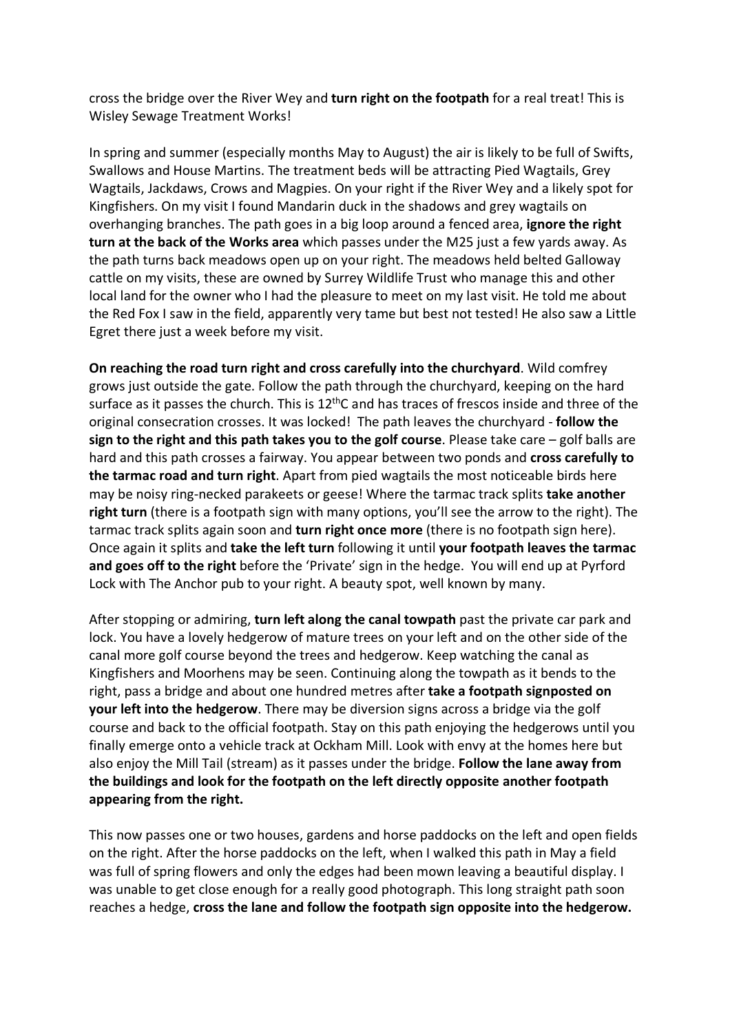cross the bridge over the River Wey and **turn right on the footpath** for a real treat! This is Wisley Sewage Treatment Works!

In spring and summer (especially months May to August) the air is likely to be full of Swifts, Swallows and House Martins. The treatment beds will be attracting Pied Wagtails, Grey Wagtails, Jackdaws, Crows and Magpies. On your right if the River Wey and a likely spot for Kingfishers. On my visit I found Mandarin duck in the shadows and grey wagtails on overhanging branches. The path goes in a big loop around a fenced area, **ignore the right turn at the back of the Works area** which passes under the M25 just a few yards away. As the path turns back meadows open up on your right. The meadows held belted Galloway cattle on my visits, these are owned by Surrey Wildlife Trust who manage this and other local land for the owner who I had the pleasure to meet on my last visit. He told me about the Red Fox I saw in the field, apparently very tame but best not tested! He also saw a Little Egret there just a week before my visit.

**On reaching the road turn right and cross carefully into the churchyard**. Wild comfrey grows just outside the gate. Follow the path through the churchyard, keeping on the hard surface as it passes the church. This is 12thC and has traces of frescos inside and three of the original consecration crosses. It was locked! The path leaves the churchyard - **follow the sign to the right and this path takes you to the golf course**. Please take care – golf balls are hard and this path crosses a fairway. You appear between two ponds and **cross carefully to the tarmac road and turn right**. Apart from pied wagtails the most noticeable birds here may be noisy ring-necked parakeets or geese! Where the tarmac track splits **take another right turn** (there is a footpath sign with many options, you'll see the arrow to the right). The tarmac track splits again soon and **turn right once more** (there is no footpath sign here). Once again it splits and **take the left turn** following it until **your footpath leaves the tarmac and goes off to the right** before the 'Private' sign in the hedge. You will end up at Pyrford Lock with The Anchor pub to your right. A beauty spot, well known by many.

After stopping or admiring, **turn left along the canal towpath** past the private car park and lock. You have a lovely hedgerow of mature trees on your left and on the other side of the canal more golf course beyond the trees and hedgerow. Keep watching the canal as Kingfishers and Moorhens may be seen. Continuing along the towpath as it bends to the right, pass a bridge and about one hundred metres after **take a footpath signposted on your left into the hedgerow**. There may be diversion signs across a bridge via the golf course and back to the official footpath. Stay on this path enjoying the hedgerows until you finally emerge onto a vehicle track at Ockham Mill. Look with envy at the homes here but also enjoy the Mill Tail (stream) as it passes under the bridge. **Follow the lane away from the buildings and look for the footpath on the left directly opposite another footpath appearing from the right.**

This now passes one or two houses, gardens and horse paddocks on the left and open fields on the right. After the horse paddocks on the left, when I walked this path in May a field was full of spring flowers and only the edges had been mown leaving a beautiful display. I was unable to get close enough for a really good photograph. This long straight path soon reaches a hedge, **cross the lane and follow the footpath sign opposite into the hedgerow.**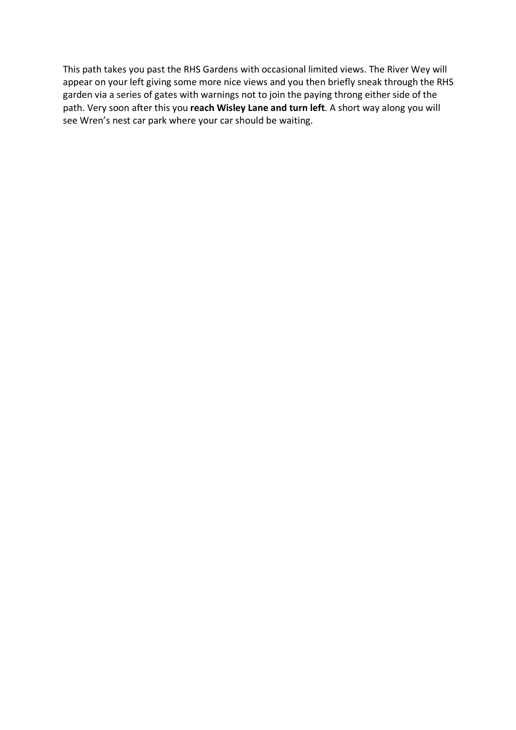This path takes you past the RHS Gardens with occasional limited views. The River Wey will appear on your left giving some more nice views and you then briefly sneak through the RHS garden via a series of gates with warnings not to join the paying throng either side of the path. Very soon after this you **reach Wisley Lane and turn left**. A short way along you will see Wren's nest car park where your car should be waiting.